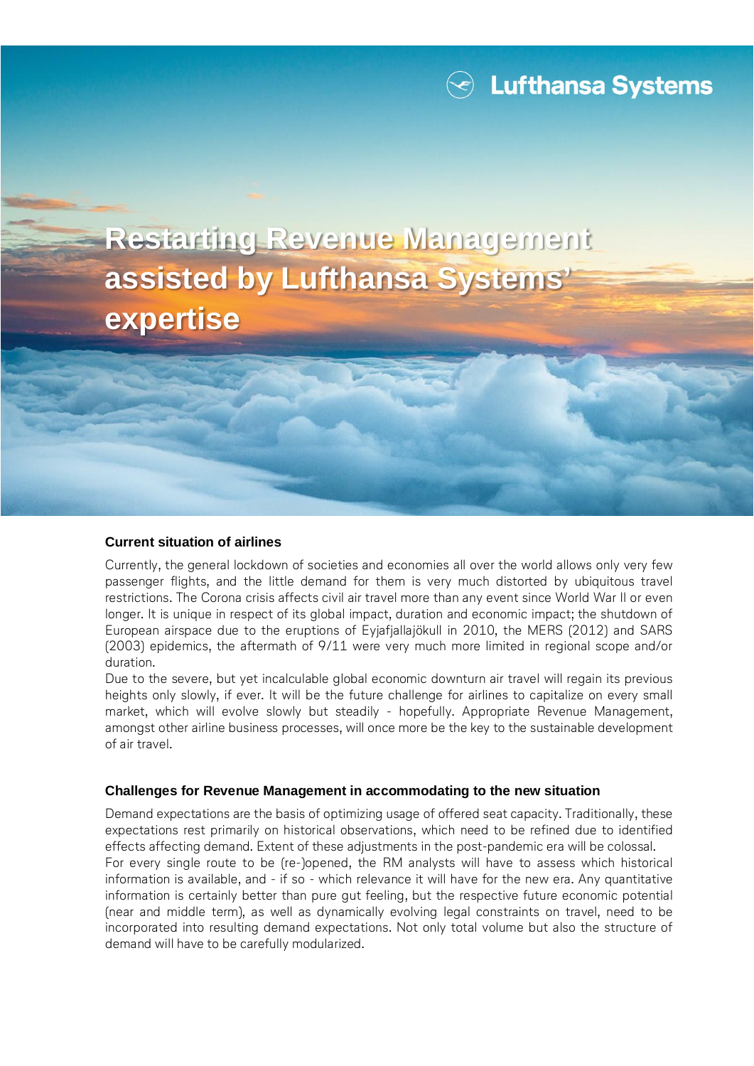Lufthansa Systems

# Restarting Revenue Management assisted by Lufthansa Systems' expertise

## Current situation of airlines

Currently, the general lockdown of societies and economies all over the world allows only very few passenger flights, and the little demand for them is very much distorted by ubiquitous travel restrictions. The Corona crisis affects civil air travel more than any event since World War II or even longer. It is unique in respect of its global impact, duration and economic impact; the shutdown of European airspace due to the eruptions of Eyjafjallajökull in 2010, the MERS (2012) and SARS (2003) epidemics, the aftermath of 9/11 were very much more limited in regional scope and/or duration.

Due to the severe, but yet incalculable global economic downturn air travel will regain its previous heights only slowly, if ever. It will be the future challenge for airlines to capitalize on every small market, which will evolve slowly but steadily - hopefully. Appropriate Revenue Management, amongst other airline business processes, will once more be the key to the sustainable development of air travel.

## Challenges for Revenue Management in accommodating to the new situation

Demand expectations are the basis of optimizing usage of offered seat capacity. Traditionally, these expectations rest primarily on historical observations, which need to be refined due to identified effects affecting demand. Extent of these adjustments in the post-pandemic era will be colossal.

For every single route to be (re-)opened, the RM analysts will have to assess which historical information is available, and - if so - which relevance it will have for the new era. Any quantitative information is certainly better than pure gut feeling, but the respective future economic potential (near and middle term), as well as dynamically evolving legal constraints on travel, need to be incorporated into resulting demand expectations. Not only total volume but also the structure of demand will have to be carefully modularized.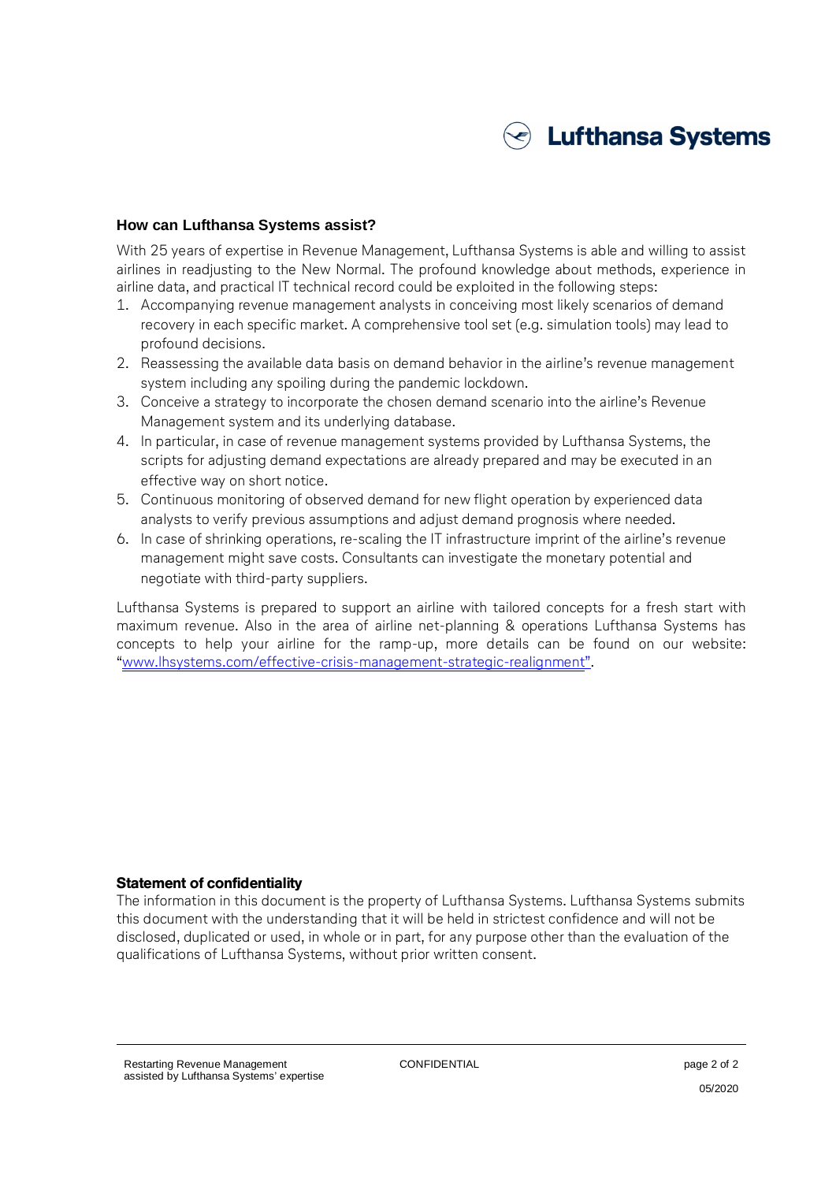### How can Lufthansa Systems assist?

With 25 years of expertise in Revenue Management, Lufthansa Systems is able and willing to assist airlines in readjusting to the New Normal. The profound knowledge about methods, experience in airline data, and practical IT technical record could be exploited in the following steps:

1. Accompanying revenue management analysts in conceiving most likely scenarios of demand recovery in each specific market. A comprehensive tool set (e.g. simulation tools) may lead to profound decisions.
2. Reassessing the available data basis on demand behavior in the airline's revenue management system including any spoiling during the pandemic lockdown.
3. Conceive a strategy to incorporate the chosen demand scenario into the airline's Revenue Management system and its underlying database.
4. In particular, in case of revenue management systems provided by Lufthansa Systems, the scripts for adjusting demand expectations are already prepared and may be executed in an effective way on short notice.
5. Continuous monitoring of observed demand for new flight operation by experienced data analysts to verify previous assumptions and adjust demand prognosis where needed.
6. In case of shrinking operations, re-scaling the IT infrastructure imprint of the airline's revenue management might save costs. Consultants can investigate the monetary potential and negotiate with third-party suppliers.

Lufthansa Systems is prepared to support an airline with tailored concepts for a fresh start with maximum revenue. Also in the area of airline net-planning & operations Lufthansa Systems has concepts to help your airline for the ramp-up, more details can be found on our website: "www.lhsystems.com/effective-crisis-management-strategic-realignment".

### Statement of confidentiality

The information in this document is the property of Lufthansa Systems. Lufthansa Systems submits this document with the understanding that it will be held in strictest confidence and will not be disclosed, duplicated or used, in whole or in part, for any purpose other than the evaluation of the qualifications of Lufthansa Systems, without prior written consent.